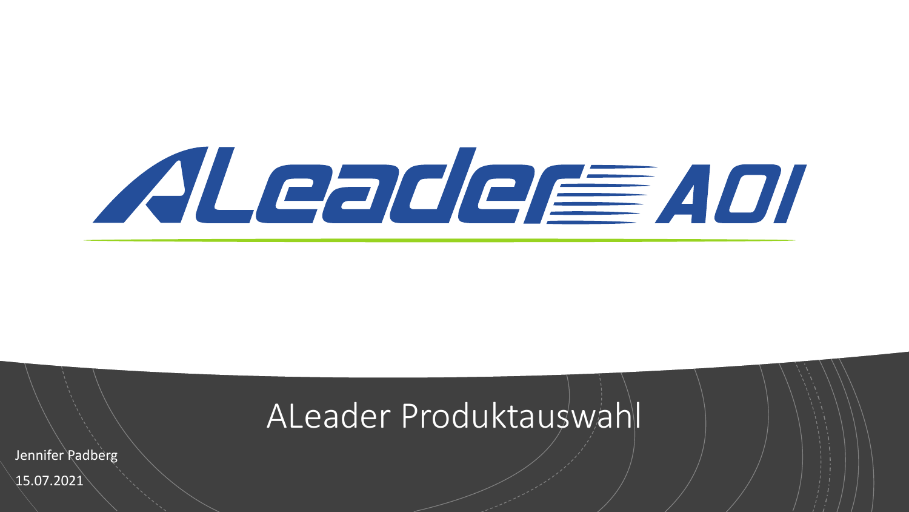ALeader AOI

# ALeader Produktauswahl

Jennifer Padberg

15.07.2021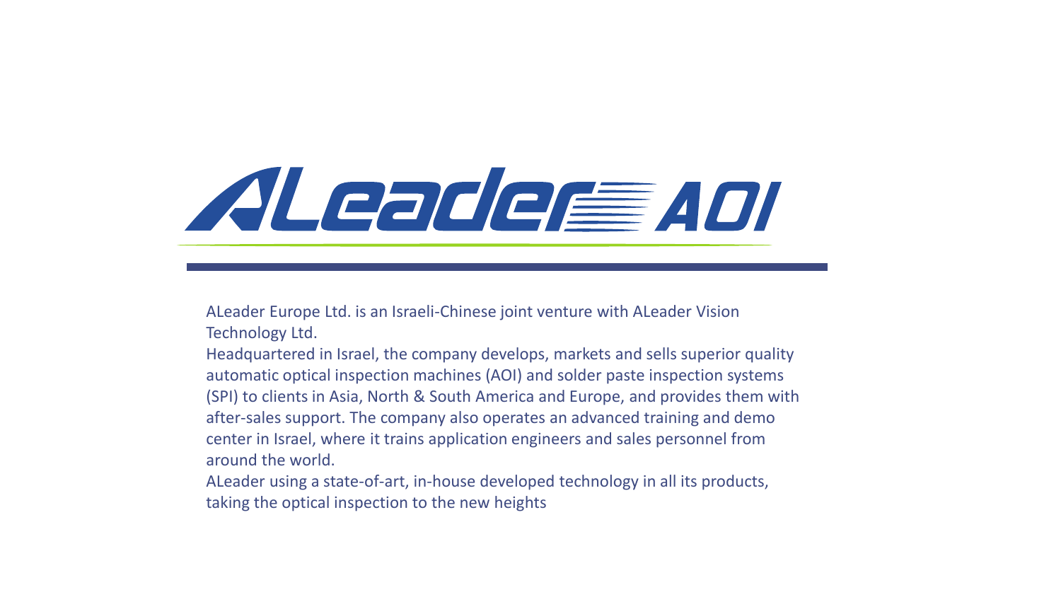# ALeader AOI

ALeader Europe Ltd. is an Israeli-Chinese joint venture with ALeader Vision Technology Ltd.

Headquartered in Israel, the company develops, markets and sells superior quality automatic optical inspection machines (AOI) and solder paste inspection systems (SPI) to clients in Asia, North & South America and Europe, and provides them with after-sales support. The company also operates an advanced training and demo center in Israel, where it trains application engineers and sales personnel from around the world.

ALeader using a state-of-art, in-house developed technology in all its products, taking the optical inspection to the new heights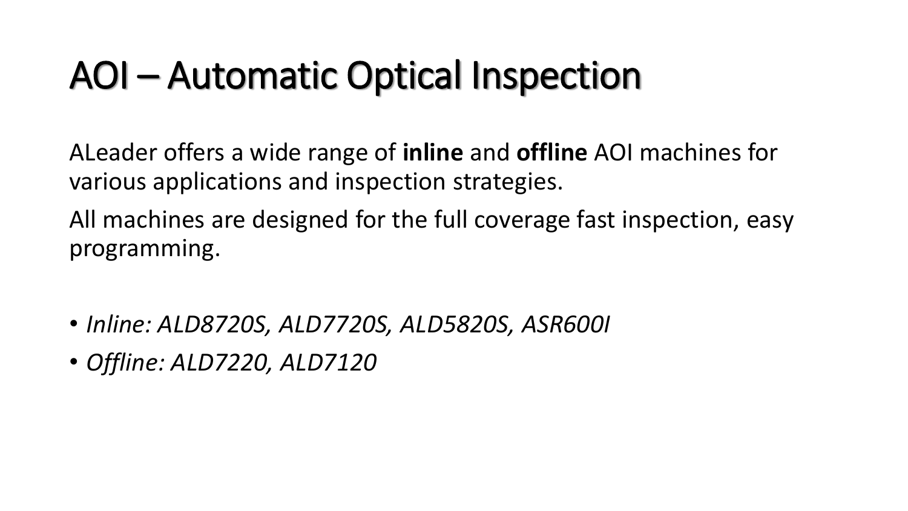# AOI – Automatic Optical Inspection

ALeader offers a wide range of **inline** and **offline** AOI machines for various applications and inspection strategies.

All machines are designed for the full coverage fast inspection, easy programming.

- *Inline: ALD8720S, ALD7720S, ALD5820S, ASR600I*
- *Offline: ALD7220, ALD7120*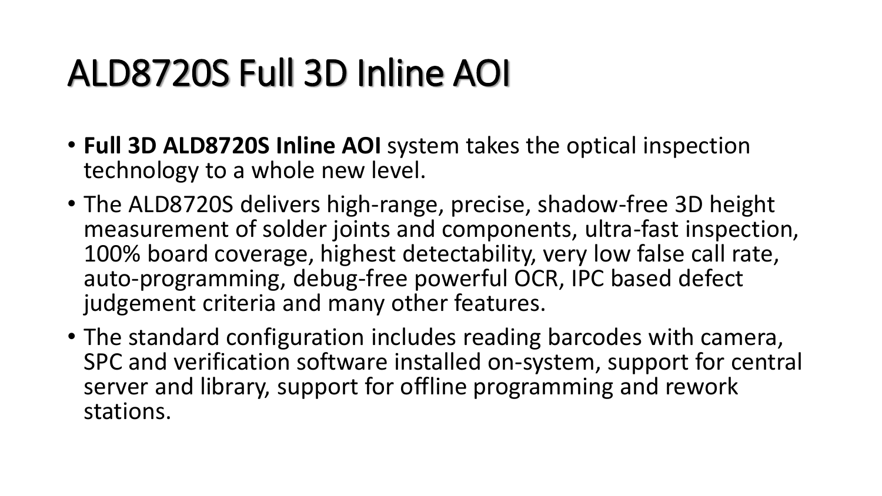# ALD8720S Full 3D Inline AOI

- **Full 3D ALD8720S Inline AOI** system takes the optical inspection technology to a whole new level.
- The ALD8720S delivers high-range, precise, shadow-free 3D height measurement of solder joints and components, ultra-fast inspection, 100% board coverage, highest detectability, very low false call rate, auto-programming, debug-free powerful OCR, IPC based defect judgement criteria and many other features.
- The standard configuration includes reading barcodes with camera, SPC and verification software installed on-system, support for central server and library, support for offline programming and rework stations.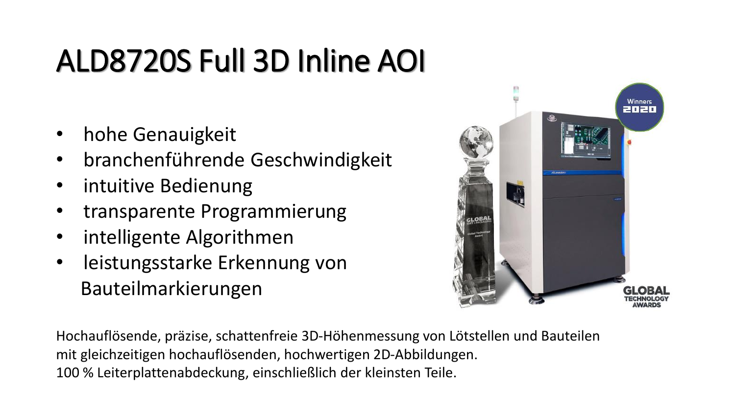# ALD8720S Full 3D Inline AOI

- hohe Genauigkeit
- branchenführende Geschwindigkeit
- intuitive Bedienung
- transparente Programmierung
- intelligente Algorithmen
- leistungsstarke Erkennung von Bauteilmarkierungen

Hochauflösende, präzise, schattenfreie 3D-Höhenmessung von Lötstellen und Bauteilen mit gleichzeitigen hochauflösenden, hochwertigen 2D-Abbildungen.
100 % Leiterplattenabdeckung, einschließlich der kleinsten Teile.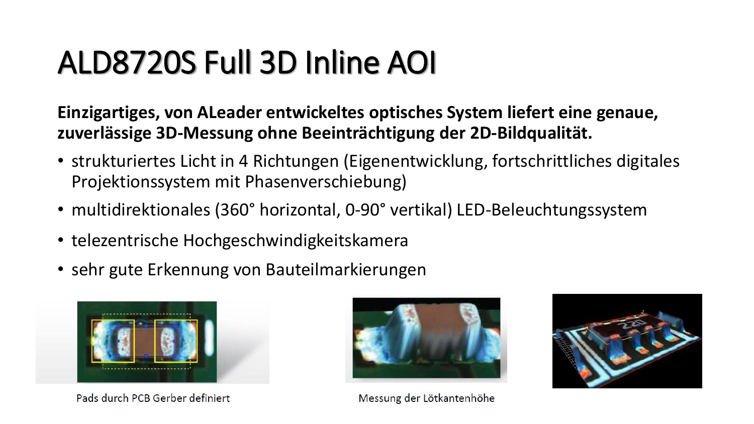# ALD8720S Full 3D Inline AOI

**Einzigartiges, von ALeader entwickeltes optisches System liefert eine genaue, zuverlässige 3D-Messung ohne Beeinträchtigung der 2D-Bildqualität.**

- strukturiertes Licht in 4 Richtungen (Eigenentwicklung, fortschrittliches digitales Projektionssystem mit Phasenverschiebung)
- multidirektionales (360° horizontal, 0-90° vertikal) LED-Beleuchtungssystem
- telezentrische Hochgeschwindigkeitskamera
- sehr gute Erkennung von Bauteilmarkierungen

Pads durch PCB Gerber definiert

Messung der Lötkantenhöhe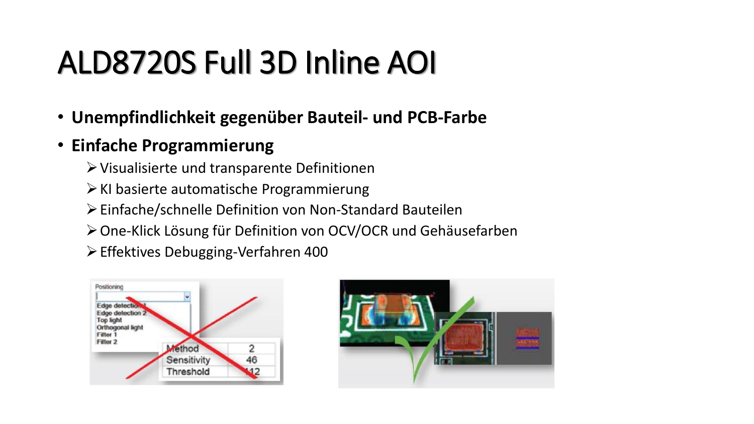# ALD8720S Full 3D Inline AOI

- **Unempfindlichkeit gegenüber Bauteil- und PCB-Farbe**
- **Einfache Programmierung**
  - Visualisierte und transparente Definitionen
  - KI basierte automatische Programmierung
  - Einfache/schnelle Definition von Non-Standard Bauteilen
  - One-Klick Lösung für Definition von OCV/OCR und Gehäusefarben
  - Effektives Debugging-Verfahren 400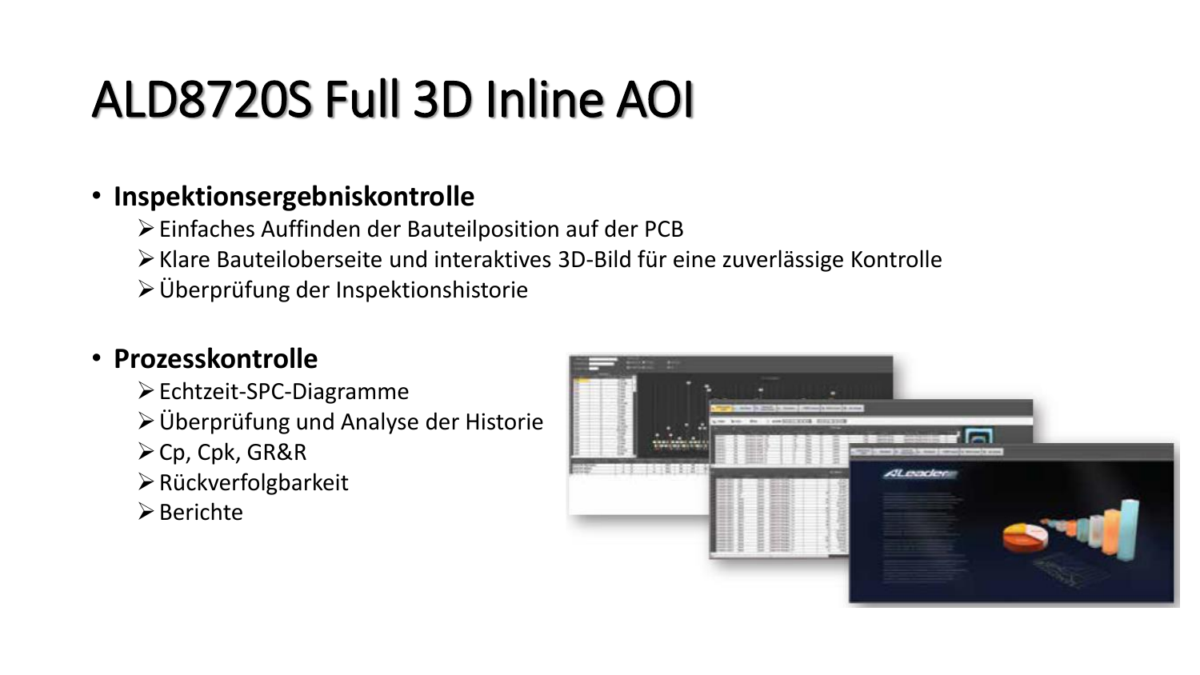# ALD8720S Full 3D Inline AOI

- **Inspektionsergebniskontrolle**
  - Einfaches Auffinden der Bauteilposition auf der PCB
  - Klare Bauteiloberseite und interaktives 3D-Bild für eine zuverlässige Kontrolle
  - Überprüfung der Inspektionshistorie
- **Prozesskontrolle**
  - Echtzeit-SPC-Diagramme
  - Überprüfung und Analyse der Historie
  - Cp, Cpk, GR&R
  - Rückverfolgbarkeit
  - Berichte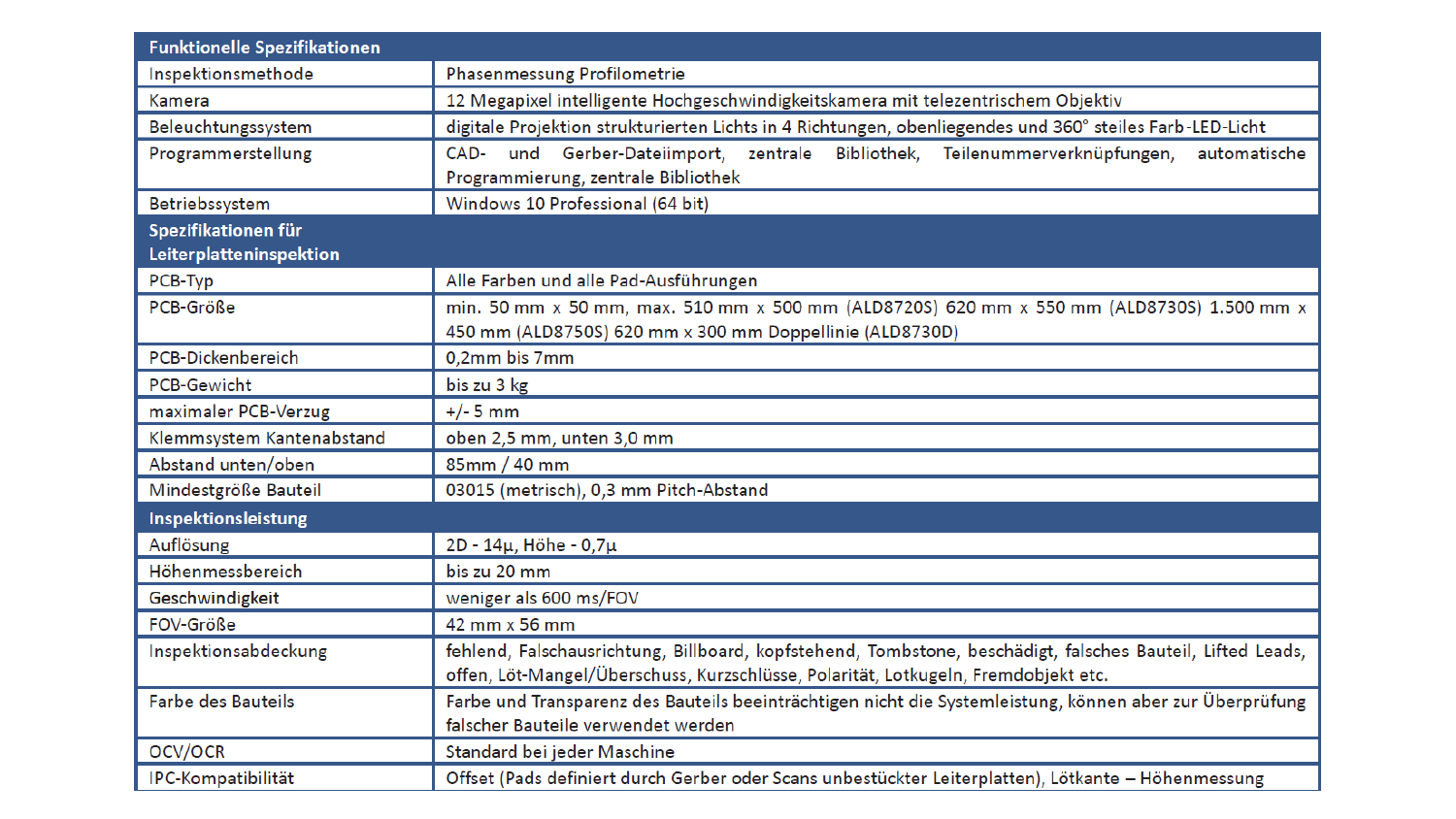| Funktionelle Spezifikationen | |
|---|---|
| Inspektionsmethode | Phasenmessung Profilometrie |
| Kamera | 12 Megapixel intelligente Hochgeschwindigkeitskamera mit telezentrischem Objektiv |
| Beleuchtungssystem | digitale Projektion strukturierten Lichts in 4 Richtungen, obenliegendes und 360° steiles Farb-LED-Licht |
| Programmerstellung | CAD- und Gerber-Dateiimport, zentrale Bibliothek, Teilenummerverknüpfungen, automatische Programmierung, zentrale Bibliothek |
| Betriebssystem | Windows 10 Professional (64 bit) |
| **Spezifikationen für Leiterplatteninspektion** | |
| PCB-Typ | Alle Farben und alle Pad-Ausführungen |
| PCB-Größe | min. 50 mm x 50 mm, max. 510 mm x 500 mm (ALD8720S) 620 mm x 550 mm (ALD8730S) 1.500 mm x 450 mm (ALD8750S) 620 mm x 300 mm Doppellinie (ALD8730D) |
| PCB-Dickenbereich | 0,2mm bis 7mm |
| PCB-Gewicht | bis zu 3 kg |
| maximaler PCB-Verzug | +/- 5 mm |
| Klemmsystem Kantenabstand | oben 2,5 mm, unten 3,0 mm |
| Abstand unten/oben | 85mm / 40 mm |
| Mindestgröße Bauteil | 03015 (metrisch), 0,3 mm Pitch-Abstand |
| **Inspektionsleistung** | |
| Auflösung | 2D - 14µ, Höhe - 0,7µ |
| Höhenmessbereich | bis zu 20 mm |
| Geschwindigkeit | weniger als 600 ms/FOV |
| FOV-Größe | 42 mm x 56 mm |
| Inspektionsabdeckung | fehlend, Falschausrichtung, Billboard, kopfstehend, Tombstone, beschädigt, falsches Bauteil, Lifted Leads, offen, Löt-Mangel/Überschuss, Kurzschlüsse, Polarität, Lotkugeln, Fremdobjekt etc. |
| Farbe des Bauteils | Farbe und Transparenz des Bauteils beeinträchtigen nicht die Systemleistung, können aber zur Überprüfung falscher Bauteile verwendet werden |
| OCV/OCR | Standard bei jeder Maschine |
| IPC-Kompatibilität | Offset (Pads definiert durch Gerber oder Scans unbestückter Leiterplatten), Lötkante – Höhenmessung |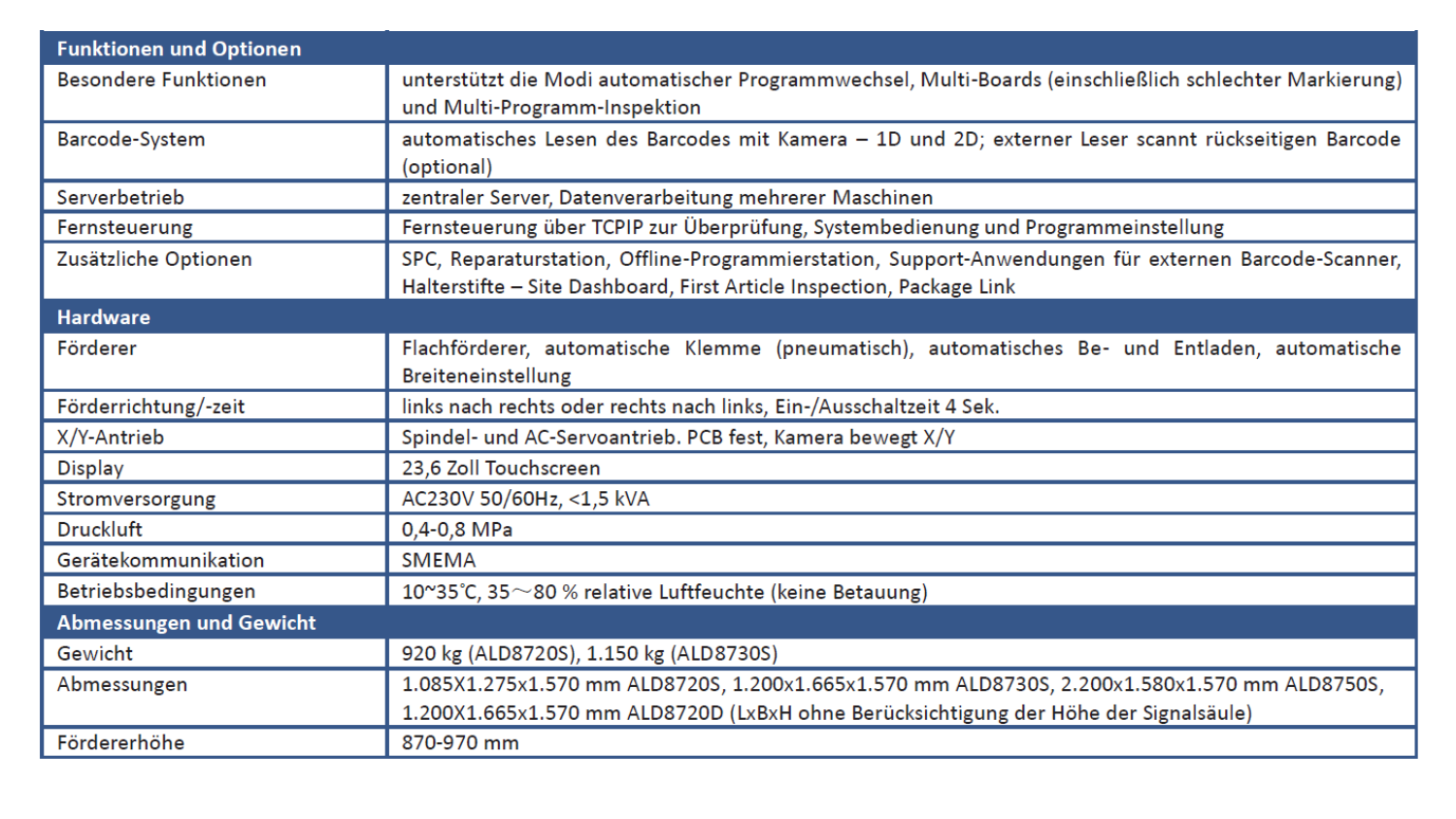| Funktionen und Optionen | |
|---|---|
| Besondere Funktionen | unterstützt die Modi automatischer Programmwechsel, Multi-Boards (einschließlich schlechter Markierung) und Multi-Programm-Inspektion |
| Barcode-System | automatisches Lesen des Barcodes mit Kamera – 1D und 2D; externer Leser scannt rückseitigen Barcode (optional) |
| Serverbetrieb | zentraler Server, Datenverarbeitung mehrerer Maschinen |
| Fernsteuerung | Fernsteuerung über TCPIP zur Überprüfung, Systembedienung und Programmeinstellung |
| Zusätzliche Optionen | SPC, Reparaturstation, Offline-Programmierstation, Support-Anwendungen für externen Barcode-Scanner, Halterstifte – Site Dashboard, First Article Inspection, Package Link |
| **Hardware** | |
| Förderer | Flachförderer, automatische Klemme (pneumatisch), automatisches Be- und Entladen, automatische Breiteneinstellung |
| Förderrichtung/-zeit | links nach rechts oder rechts nach links, Ein-/Ausschaltzeit 4 Sek. |
| X/Y-Antrieb | Spindel- und AC-Servoantrieb. PCB fest, Kamera bewegt X/Y |
| Display | 23,6 Zoll Touchscreen |
| Stromversorgung | AC230V 50/60Hz, <1,5 kVA |
| Druckluft | 0,4-0,8 MPa |
| Gerätekommunikation | SMEMA |
| Betriebsbedingungen | 10~35℃, 35～80 % relative Luftfeuchte (keine Betauung) |
| **Abmessungen und Gewicht** | |
| Gewicht | 920 kg (ALD8720S), 1.150 kg (ALD8730S) |
| Abmessungen | 1.085X1.275x1.570 mm ALD8720S, 1.200x1.665x1.570 mm ALD8730S, 2.200x1.580x1.570 mm ALD8750S, 1.200X1.665x1.570 mm ALD8720D (LxBxH ohne Berücksichtigung der Höhe der Signalsäule) |
| Fördererhöhe | 870-970 mm |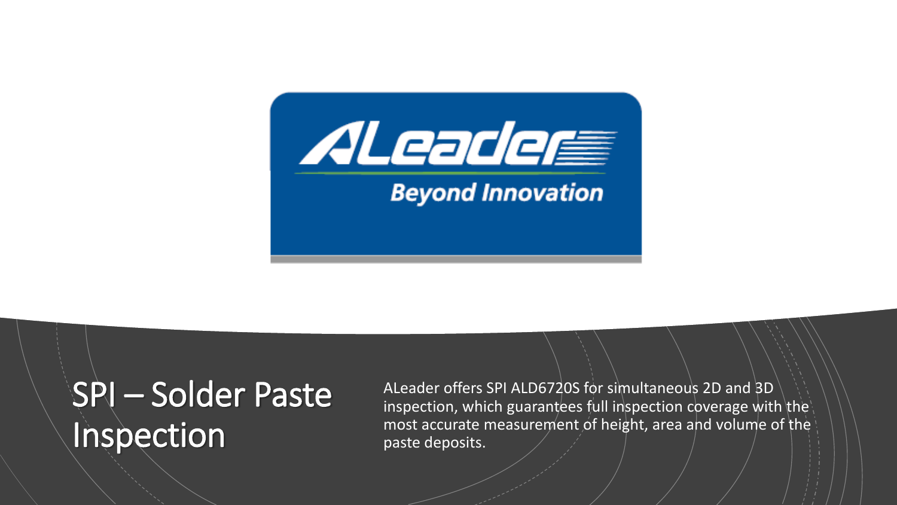ALeader

Beyond Innovation

# SPI – Solder Paste Inspection

ALeader offers SPI ALD6720S for simultaneous 2D and 3D inspection, which guarantees full inspection coverage with the most accurate measurement of height, area and volume of the paste deposits.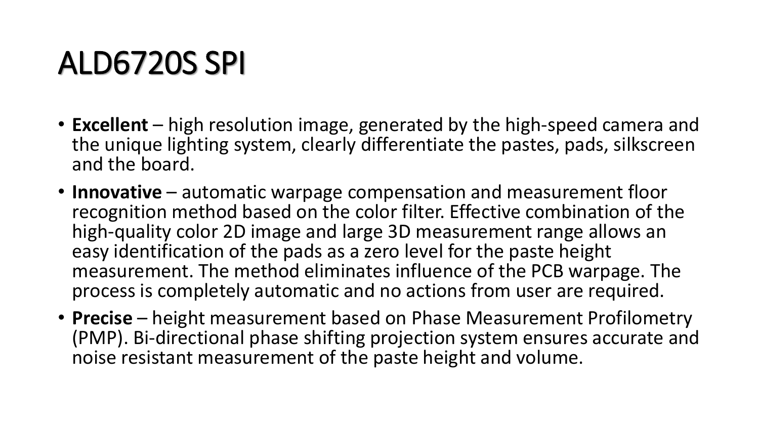# ALD6720S SPI

- **Excellent** – high resolution image, generated by the high-speed camera and the unique lighting system, clearly differentiate the pastes, pads, silkscreen and the board.
- **Innovative** – automatic warpage compensation and measurement floor recognition method based on the color filter. Effective combination of the high-quality color 2D image and large 3D measurement range allows an easy identification of the pads as a zero level for the paste height measurement. The method eliminates influence of the PCB warpage. The process is completely automatic and no actions from user are required.
- **Precise** – height measurement based on Phase Measurement Profilometry (PMP). Bi-directional phase shifting projection system ensures accurate and noise resistant measurement of the paste height and volume.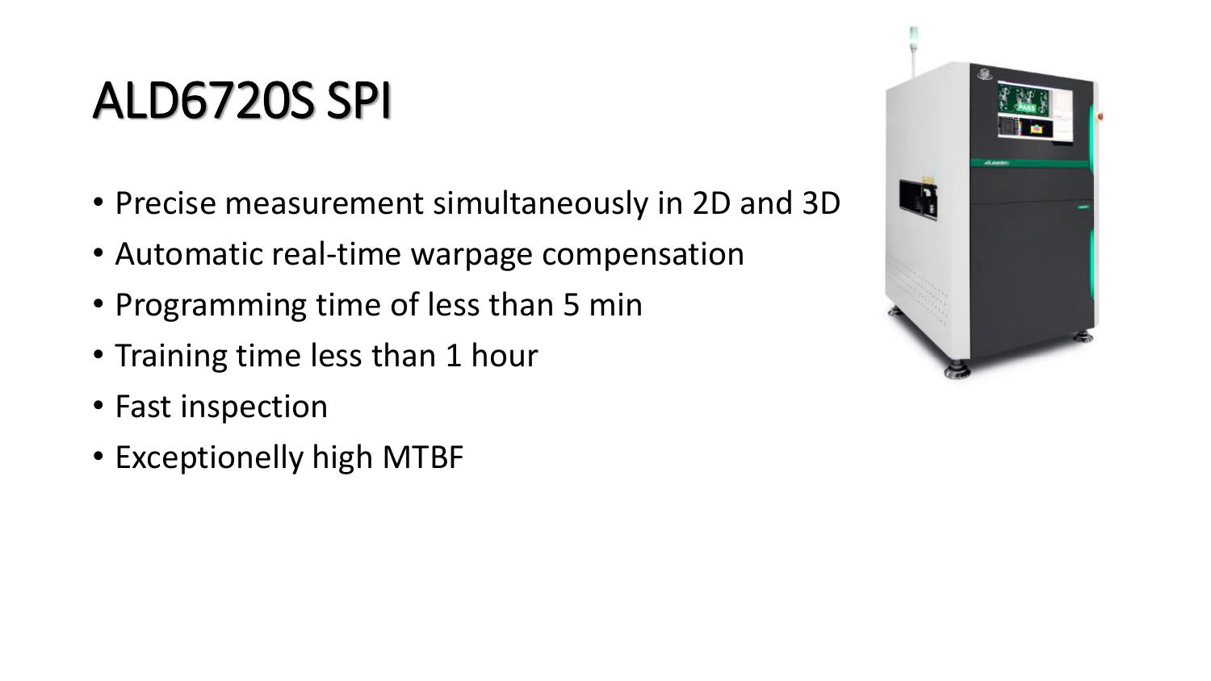# ALD6720S SPI

- Precise measurement simultaneously in 2D and 3D
- Automatic real-time warpage compensation
- Programming time of less than 5 min
- Training time less than 1 hour
- Fast inspection
- Exceptionelly high MTBF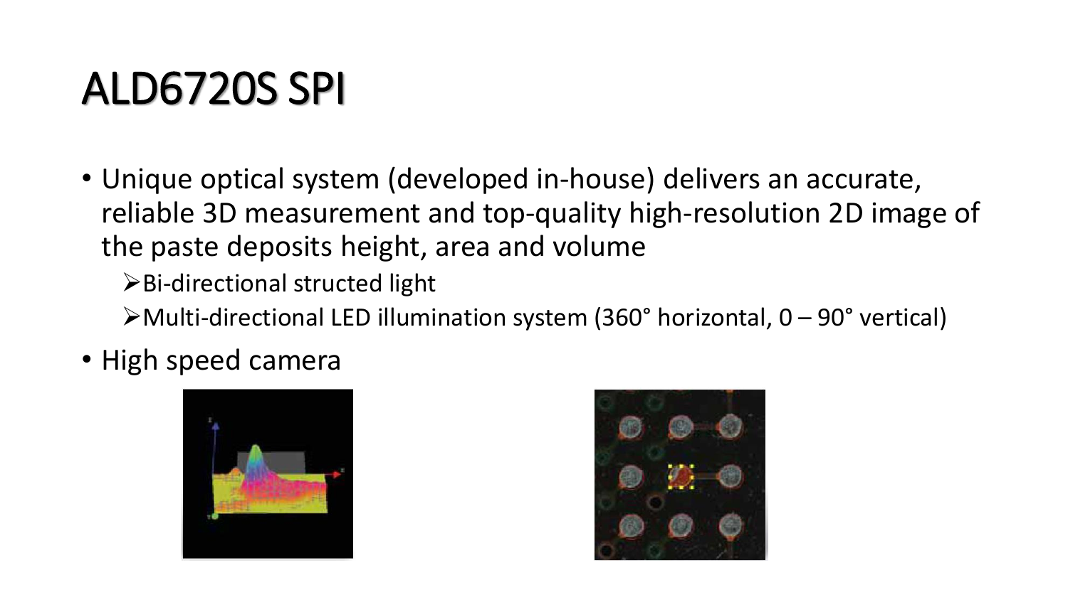# ALD6720S SPI

- Unique optical system (developed in-house) delivers an accurate, reliable 3D measurement and top-quality high-resolution 2D image of the paste deposits height, area and volume
  - Bi-directional structed light
  - Multi-directional LED illumination system (360° horizontal, 0 – 90° vertical)
- High speed camera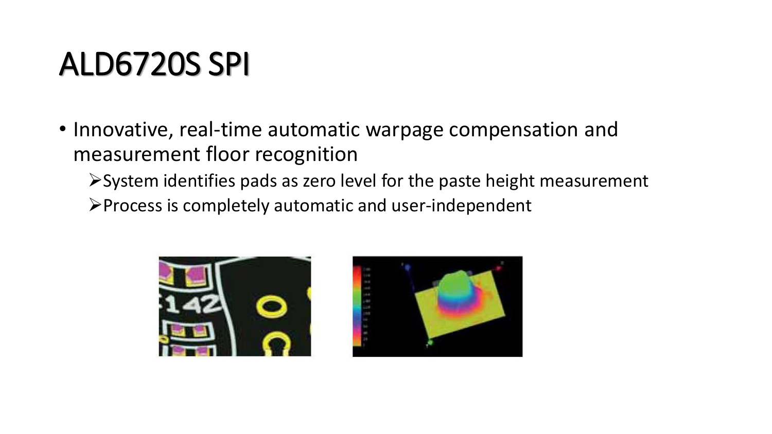# ALD6720S SPI

- Innovative, real-time automatic warpage compensation and measurement floor recognition
  - System identifies pads as zero level for the paste height measurement
  - Process is completely automatic and user-independent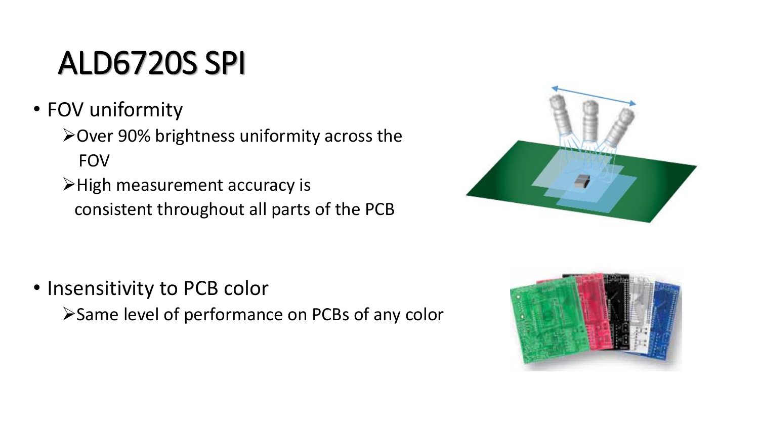# ALD6720S SPI

- FOV uniformity
  - Over 90% brightness uniformity across the FOV
  - High measurement accuracy is consistent throughout all parts of the PCB

- Insensitivity to PCB color
  - Same level of performance on PCBs of any color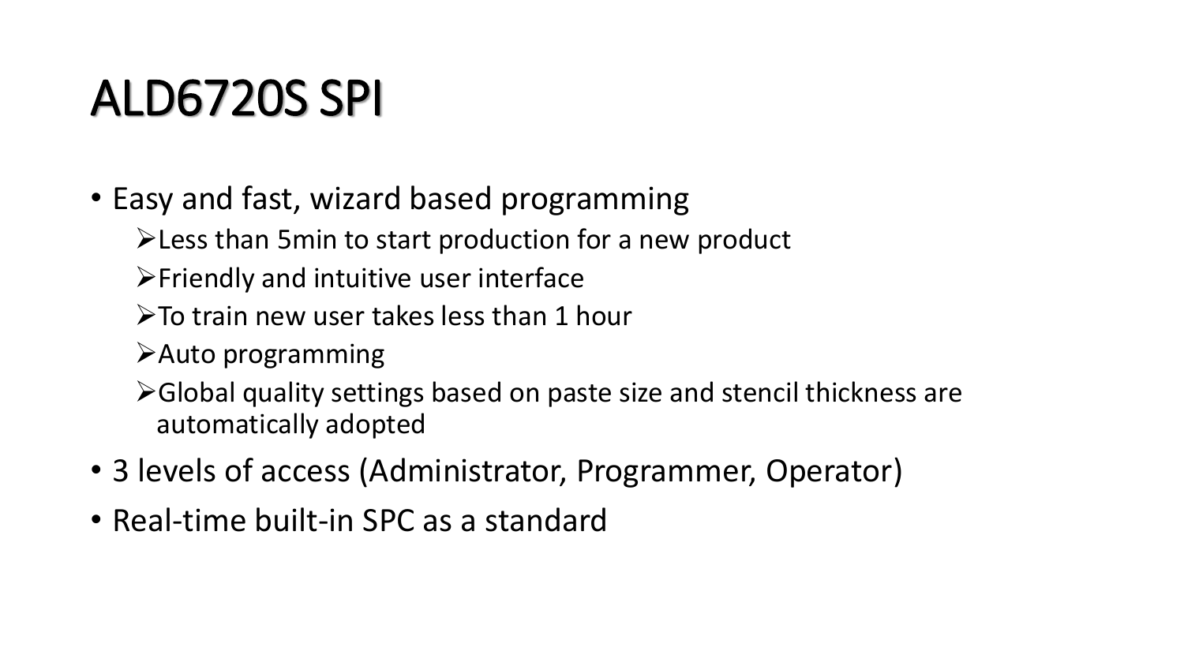# ALD6720S SPI

- Easy and fast, wizard based programming
  - Less than 5min to start production for a new product
  - Friendly and intuitive user interface
  - To train new user takes less than 1 hour
  - Auto programming
  - Global quality settings based on paste size and stencil thickness are automatically adopted
- 3 levels of access (Administrator, Programmer, Operator)
- Real-time built-in SPC as a standard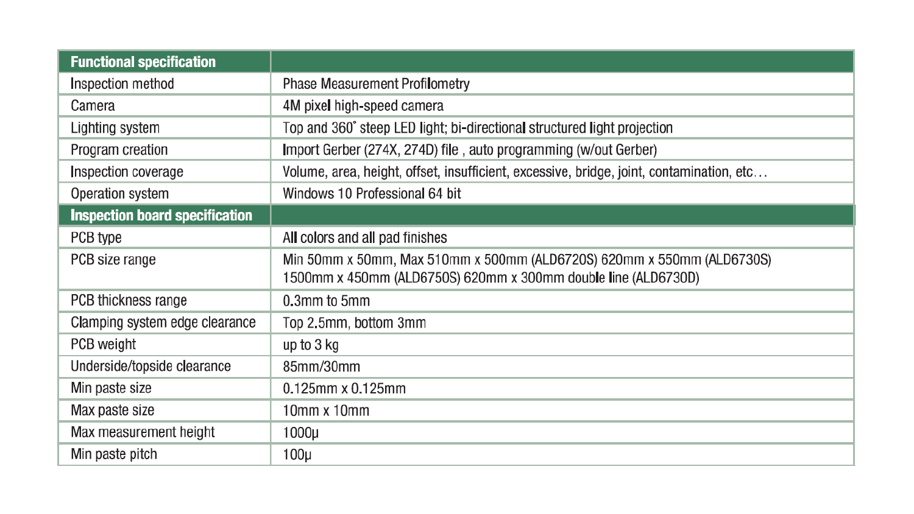| Functional specification | |
|---|---|
| Inspection method | Phase Measurement Profilometry |
| Camera | 4M pixel high-speed camera |
| Lighting system | Top and 360° steep LED light; bi-directional structured light projection |
| Program creation | Import Gerber (274X, 274D) file , auto programming (w/out Gerber) |
| Inspection coverage | Volume, area, height, offset, insufficient, excessive, bridge, joint, contamination, etc… |
| Operation system | Windows 10 Professional 64 bit |
| **Inspection board specification** | |
| PCB type | All colors and all pad finishes |
| PCB size range | Min 50mm x 50mm, Max 510mm x 500mm (ALD6720S) 620mm x 550mm (ALD6730S) 1500mm x 450mm (ALD6750S) 620mm x 300mm double line (ALD6730D) |
| PCB thickness range | 0.3mm to 5mm |
| Clamping system edge clearance | Top 2.5mm, bottom 3mm |
| PCB weight | up to 3 kg |
| Underside/topside clearance | 85mm/30mm |
| Min paste size | 0.125mm x 0.125mm |
| Max paste size | 10mm x 10mm |
| Max measurement height | 1000µ |
| Min paste pitch | 100µ |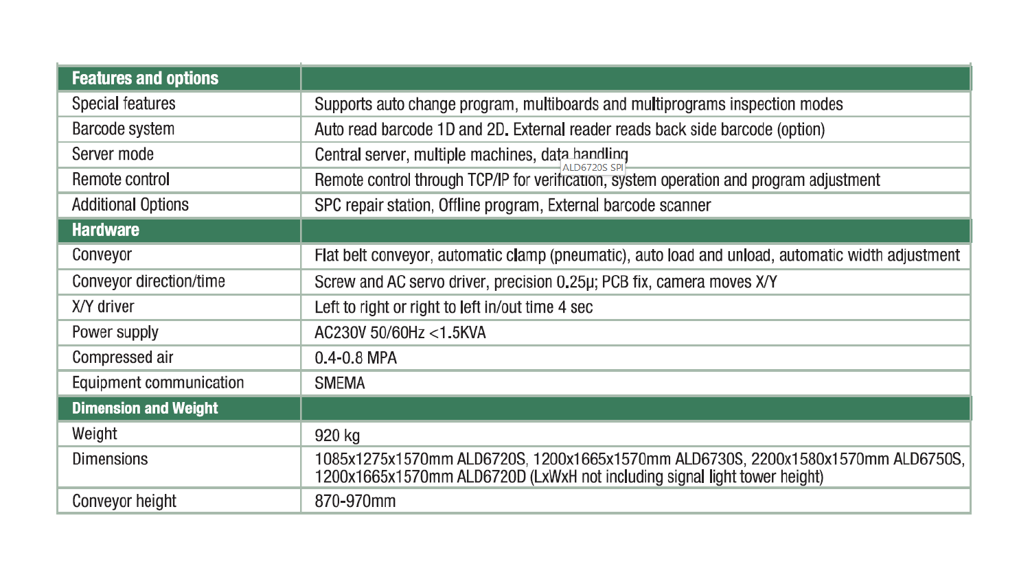| Features and options | |
|---|---|
| Special features | Supports auto change program, multiboards and multiprograms inspection modes |
| Barcode system | Auto read barcode 1D and 2D. External reader reads back side barcode (option) |
| Server mode | Central server, multiple machines, data handling |
| Remote control | Remote control through TCP/IP for verification, system operation and program adjustment |
| Additional Options | SPC repair station, Offline program, External barcode scanner |
| **Hardware** | |
| Conveyor | Flat belt conveyor, automatic clamp (pneumatic), auto load and unload, automatic width adjustment |
| Conveyor direction/time | Screw and AC servo driver, precision 0.25µ; PCB fix, camera moves X/Y |
| X/Y driver | Left to right or right to left in/out time 4 sec |
| Power supply | AC230V 50/60Hz <1.5KVA |
| Compressed air | 0.4-0.8 MPA |
| Equipment communication | SMEMA |
| **Dimension and Weight** | |
| Weight | 920 kg |
| Dimensions | 1085x1275x1570mm ALD6720S, 1200x1665x1570mm ALD6730S, 2200x1580x1570mm ALD6750S, 1200x1665x1570mm ALD6720D (LxWxH not including signal light tower height) |
| Conveyor height | 870-970mm |